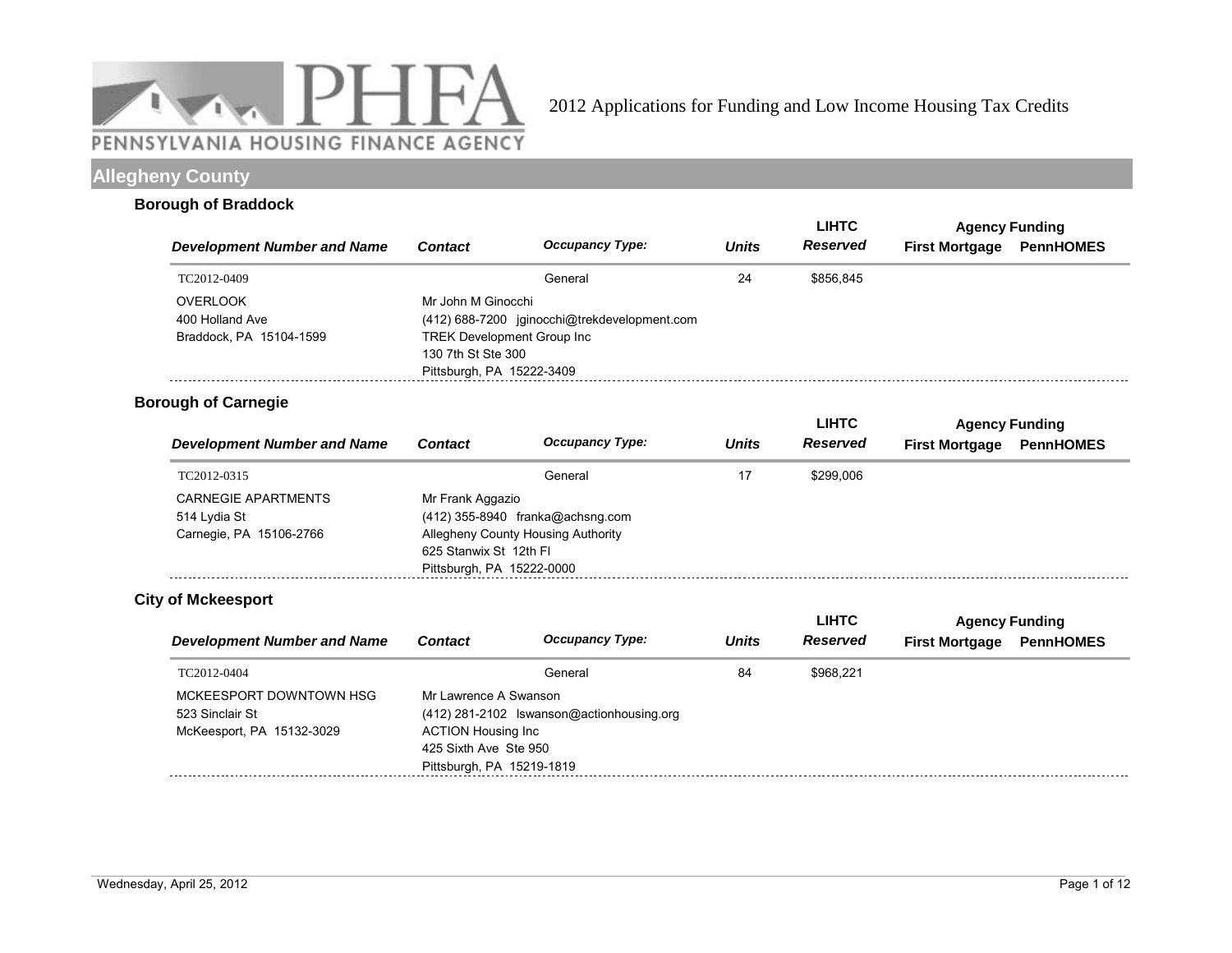# PENNSYLVANIA HOUSING FINANCE AGENCY

2012 Applications for Funding and Low Income Housing Tax Credits

## Allegheny County

### Borough of Braddock

| Development Number and Name | Contact | Occupancy Type: | Units | LIHTC Reserved | Agency Funding First Mortgage | Agency Funding PennHOMES |
|---|---|---|---|---|---|---|
| TC2012-0409 | | General | 24 | $856,845 | | |
| OVERLOOK<br>400 Holland Ave<br>Braddock, PA 15104-1599 | Mr John M Ginocchi<br>(412) 688-7200 jginocchi@trekdevelopment.com<br>TREK Development Group Inc<br>130 7th St Ste 300<br>Pittsburgh, PA 15222-3409 | | | | | |

### Borough of Carnegie

| Development Number and Name | Contact | Occupancy Type: | Units | LIHTC Reserved | Agency Funding First Mortgage | Agency Funding PennHOMES |
|---|---|---|---|---|---|---|
| TC2012-0315 | | General | 17 | $299,006 | | |
| CARNEGIE APARTMENTS<br>514 Lydia St<br>Carnegie, PA 15106-2766 | Mr Frank Aggazio<br>(412) 355-8940 franka@achsng.com<br>Allegheny County Housing Authority<br>625 Stanwix St 12th Fl<br>Pittsburgh, PA 15222-0000 | | | | | |

### City of Mckeesport

| Development Number and Name | Contact | Occupancy Type: | Units | LIHTC Reserved | Agency Funding First Mortgage | Agency Funding PennHOMES |
|---|---|---|---|---|---|---|
| TC2012-0404 | | General | 84 | $968,221 | | |
| MCKEESPORT DOWNTOWN HSG<br>523 Sinclair St<br>McKeesport, PA 15132-3029 | Mr Lawrence A Swanson<br>(412) 281-2102 lswanson@actionhousing.org<br>ACTION Housing Inc<br>425 Sixth Ave Ste 950<br>Pittsburgh, PA 15219-1819 | | | | | |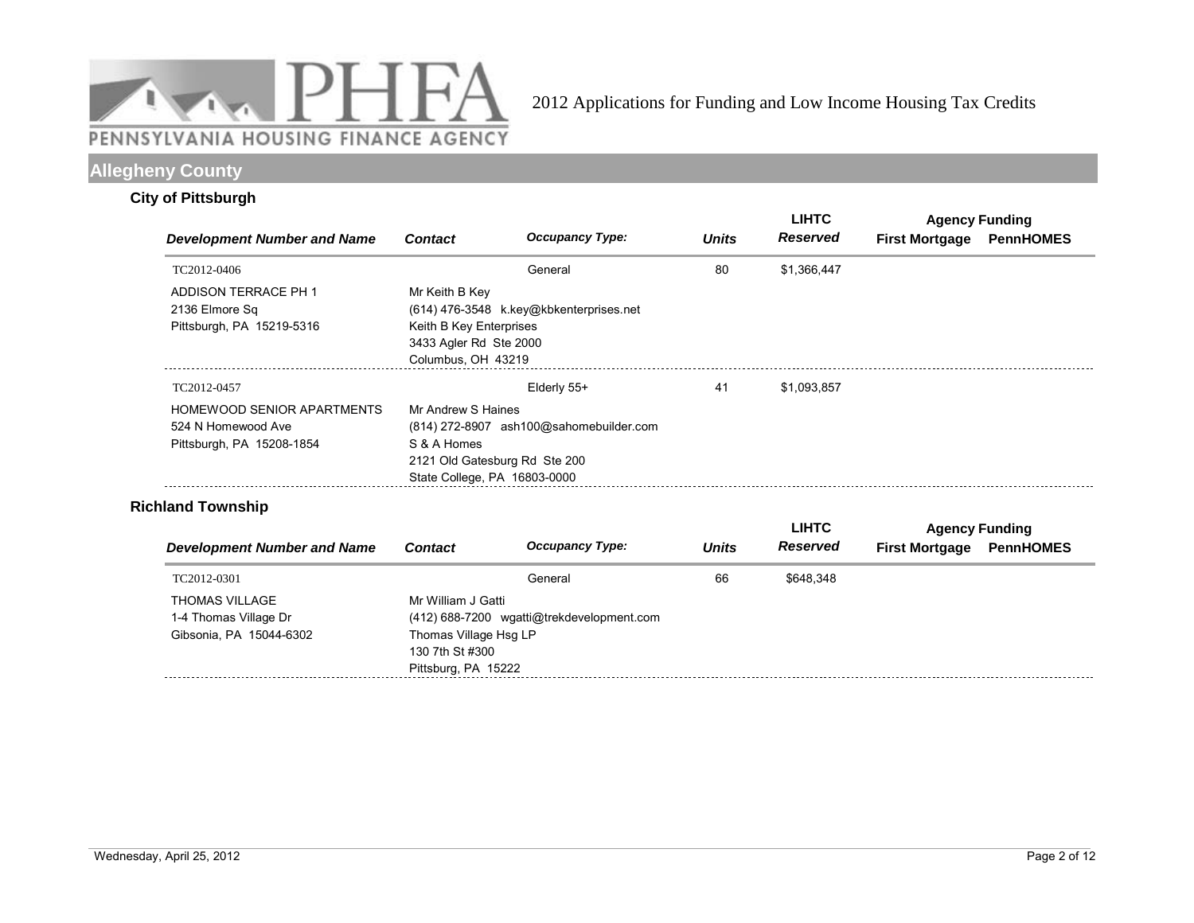# 2012 Applications for Funding and Low Income Housing Tax Credits

## Allegheny County

### City of Pittsburgh

| Development Number and Name | Contact | Occupancy Type: | Units | LIHTC Reserved | Agency Funding First Mortgage | Agency Funding PennHOMES |
|---|---|---|---|---|---|---|
| TC2012-0406<br>ADDISON TERRACE PH 1<br>2136 Elmore Sq<br>Pittsburgh, PA 15219-5316 | Mr Keith B Key<br>(614) 476-3548 k.key@kbkenterprises.net<br>Keith B Key Enterprises<br>3433 Agler Rd Ste 2000<br>Columbus, OH 43219 | General | 80 | $1,366,447 | | |
| TC2012-0457<br>HOMEWOOD SENIOR APARTMENTS<br>524 N Homewood Ave<br>Pittsburgh, PA 15208-1854 | Mr Andrew S Haines<br>(814) 272-8907 ash100@sahomebuilder.com<br>S & A Homes<br>2121 Old Gatesburg Rd Ste 200<br>State College, PA 16803-0000 | Elderly 55+ | 41 | $1,093,857 | | |

### Richland Township

| Development Number and Name | Contact | Occupancy Type: | Units | LIHTC Reserved | Agency Funding First Mortgage | Agency Funding PennHOMES |
|---|---|---|---|---|---|---|
| TC2012-0301<br>THOMAS VILLAGE<br>1-4 Thomas Village Dr<br>Gibsonia, PA 15044-6302 | Mr William J Gatti<br>(412) 688-7200 wgatti@trekdevelopment.com<br>Thomas Village Hsg LP<br>130 7th St #300<br>Pittsburg, PA 15222 | General | 66 | $648,348 | | |

Wednesday, April 25, 2012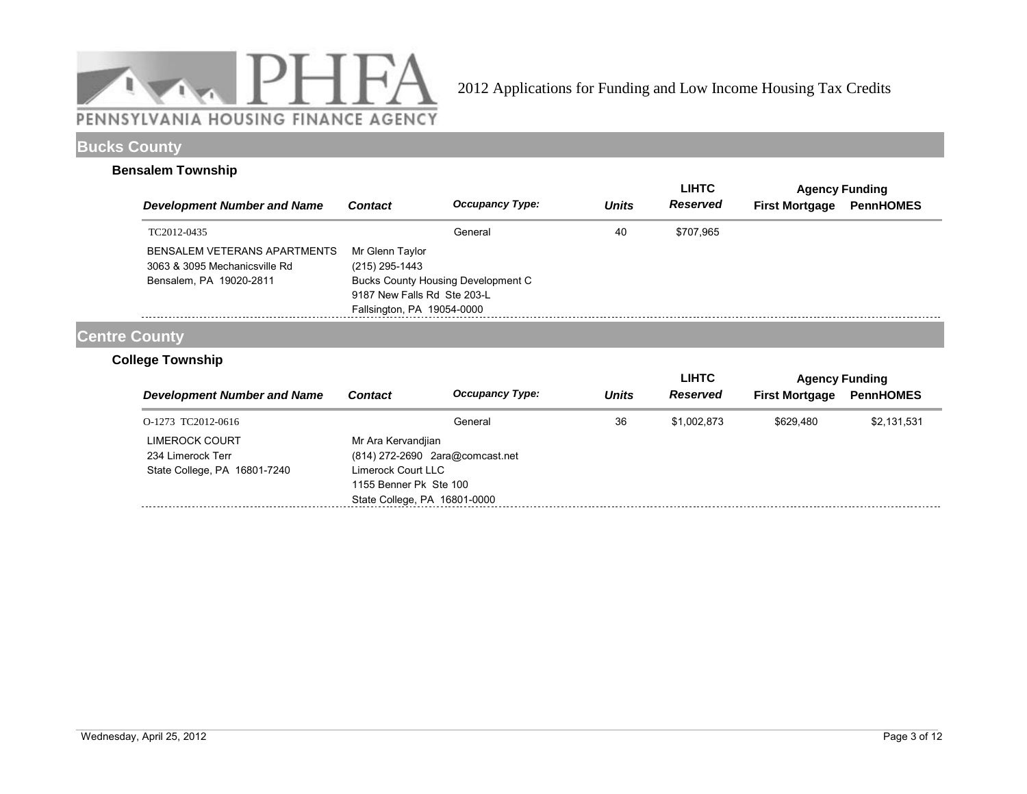PENNSYLVANIA HOUSING FINANCE AGENCY

2012 Applications for Funding and Low Income Housing Tax Credits

## Bucks County

### Bensalem Township

| Development Number and Name | Contact | Occupancy Type: | Units | LIHTC Reserved | Agency Funding First Mortgage | Agency Funding PennHOMES |
|---|---|---|---|---|---|---|
| TC2012-0435 | | General | 40 | $707,965 | | |
| BENSALEM VETERANS APARTMENTS<br>3063 & 3095 Mechanicsville Rd<br>Bensalem, PA 19020-2811 | Mr Glenn Taylor<br>(215) 295-1443<br>Bucks County Housing Development C<br>9187 New Falls Rd Ste 203-L<br>Fallsington, PA 19054-0000 | | | | | |

## Centre County

### College Township

| Development Number and Name | Contact | Occupancy Type: | Units | LIHTC Reserved | Agency Funding First Mortgage | Agency Funding PennHOMES |
|---|---|---|---|---|---|---|
| O-1273 TC2012-0616 | | General | 36 | $1,002,873 | $629,480 | $2,131,531 |
| LIMEROCK COURT<br>234 Limerock Terr<br>State College, PA 16801-7240 | Mr Ara Kervandjian<br>(814) 272-2690 2ara@comcast.net<br>Limerock Court LLC<br>1155 Benner Pk Ste 100<br>State College, PA 16801-0000 | | | | | |

Wednesday, April 25, 2012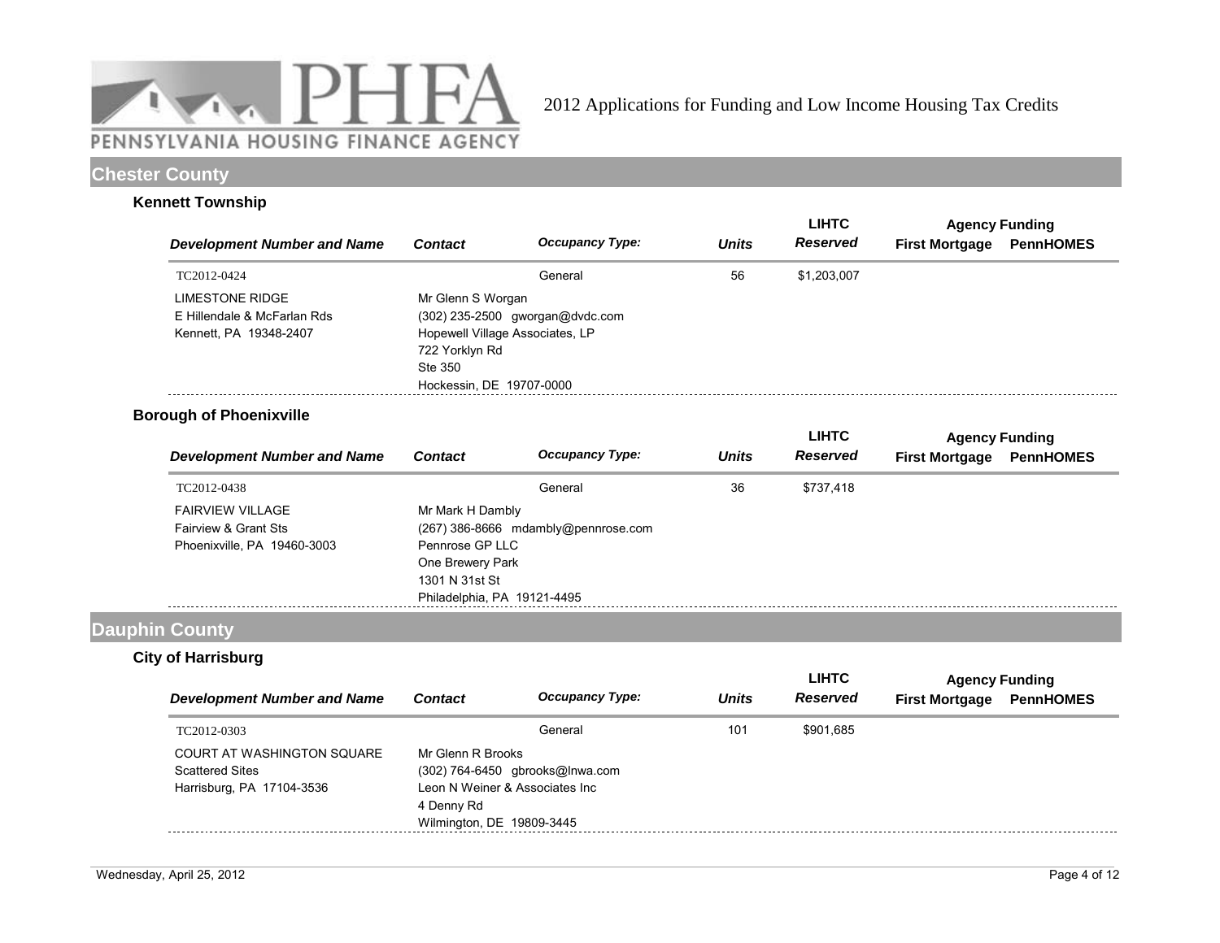# 2012 Applications for Funding and Low Income Housing Tax Credits

## Chester County

### Kennett Township

| Development Number and Name | Contact | Occupancy Type: | Units | LIHTC Reserved | Agency Funding First Mortgage | Agency Funding PennHOMES |
|---|---|---|---|---|---|---|
| TC2012-0424 | | General | 56 | $1,203,007 | | |
| LIMESTONE RIDGE<br>E Hillendale & McFarlan Rds<br>Kennett, PA 19348-2407 | Mr Glenn S Worgan<br>(302) 235-2500 gworgan@dvdc.com<br>Hopewell Village Associates, LP<br>722 Yorklyn Rd<br>Ste 350<br>Hockessin, DE 19707-0000 | | | | | |

### Borough of Phoenixville

| Development Number and Name | Contact | Occupancy Type: | Units | LIHTC Reserved | Agency Funding First Mortgage | Agency Funding PennHOMES |
|---|---|---|---|---|---|---|
| TC2012-0438 | | General | 36 | $737,418 | | |
| FAIRVIEW VILLAGE<br>Fairview & Grant Sts<br>Phoenixville, PA 19460-3003 | Mr Mark H Dambly<br>(267) 386-8666 mdambly@pennrose.com<br>Pennrose GP LLC<br>One Brewery Park<br>1301 N 31st St<br>Philadelphia, PA 19121-4495 | | | | | |

## Dauphin County

### City of Harrisburg

| Development Number and Name | Contact | Occupancy Type: | Units | LIHTC Reserved | Agency Funding First Mortgage | Agency Funding PennHOMES |
|---|---|---|---|---|---|---|
| TC2012-0303 | | General | 101 | $901,685 | | |
| COURT AT WASHINGTON SQUARE<br>Scattered Sites<br>Harrisburg, PA 17104-3536 | Mr Glenn R Brooks<br>(302) 764-6450 gbrooks@lnwa.com<br>Leon N Weiner & Associates Inc<br>4 Denny Rd<br>Wilmington, DE 19809-3445 | | | | | |

Wednesday, April 25, 2012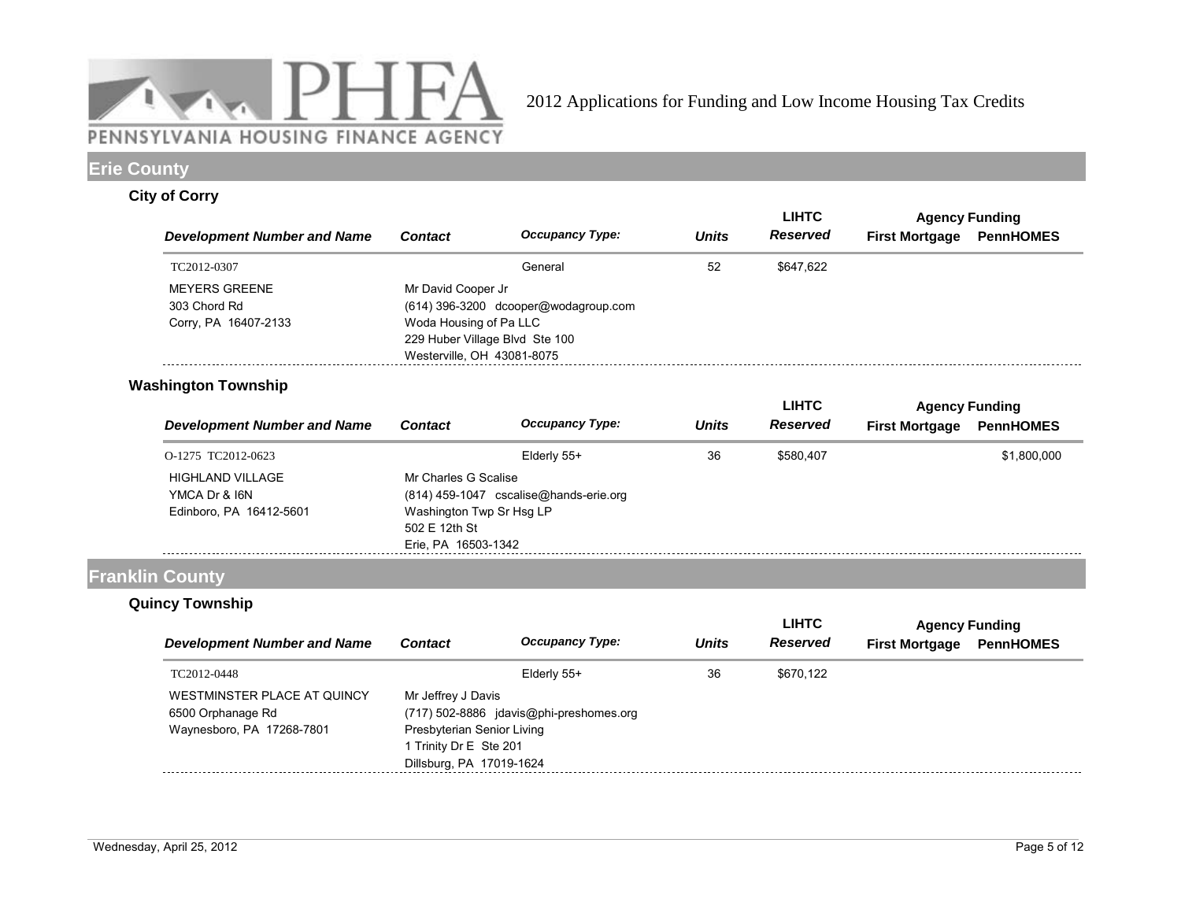# 2012 Applications for Funding and Low Income Housing Tax Credits

## Erie County

### City of Corry

| Development Number and Name | Contact | Occupancy Type: | Units | LIHTC Reserved | Agency Funding First Mortgage | Agency Funding PennHOMES |
|---|---|---|---|---|---|---|
| TC2012-0307 | | General | 52 | $647,622 | | |
| MEYERS GREENE<br>303 Chord Rd<br>Corry, PA 16407-2133 | Mr David Cooper Jr<br>(614) 396-3200 dcooper@wodagroup.com<br>Woda Housing of Pa LLC<br>229 Huber Village Blvd Ste 100<br>Westerville, OH 43081-8075 | | | | | |

### Washington Township

| Development Number and Name | Contact | Occupancy Type: | Units | LIHTC Reserved | Agency Funding First Mortgage | Agency Funding PennHOMES |
|---|---|---|---|---|---|---|
| O-1275 TC2012-0623 | | Elderly 55+ | 36 | $580,407 | | $1,800,000 |
| HIGHLAND VILLAGE<br>YMCA Dr & I6N<br>Edinboro, PA 16412-5601 | Mr Charles G Scalise<br>(814) 459-1047 cscalise@hands-erie.org<br>Washington Twp Sr Hsg LP<br>502 E 12th St<br>Erie, PA 16503-1342 | | | | | |

## Franklin County

### Quincy Township

| Development Number and Name | Contact | Occupancy Type: | Units | LIHTC Reserved | Agency Funding First Mortgage | Agency Funding PennHOMES |
|---|---|---|---|---|---|---|
| TC2012-0448 | | Elderly 55+ | 36 | $670,122 | | |
| WESTMINSTER PLACE AT QUINCY<br>6500 Orphanage Rd<br>Waynesboro, PA 17268-7801 | Mr Jeffrey J Davis<br>(717) 502-8886 jdavis@phi-preshomes.org<br>Presbyterian Senior Living<br>1 Trinity Dr E Ste 201<br>Dillsburg, PA 17019-1624 | | | | | |

Wednesday, April 25, 2012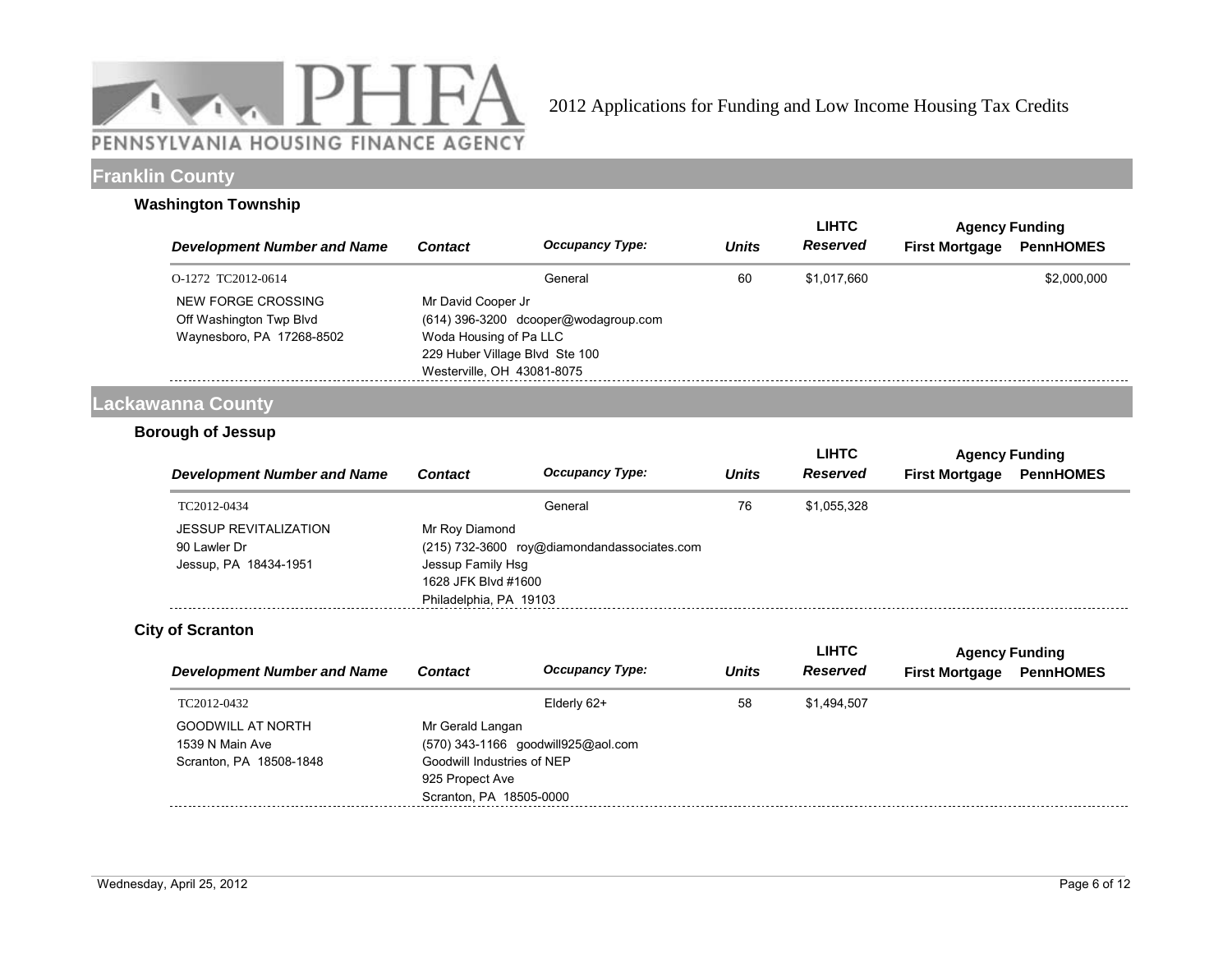## Franklin County

### Washington Township

| Development Number and Name | Contact | Occupancy Type: | Units | LIHTC Reserved | Agency Funding First Mortgage | Agency Funding PennHOMES |
|---|---|---|---|---|---|---|
| O-1272 TC2012-0614 | | General | 60 | $1,017,660 | | $2,000,000 |
| NEW FORGE CROSSING<br>Off Washington Twp Blvd<br>Waynesboro, PA 17268-8502 | Mr David Cooper Jr<br>(614) 396-3200 dcooper@wodagroup.com<br>Woda Housing of Pa LLC<br>229 Huber Village Blvd Ste 100<br>Westerville, OH 43081-8075 | | | | | |

## Lackawanna County

### Borough of Jessup

| Development Number and Name | Contact | Occupancy Type: | Units | LIHTC Reserved | Agency Funding First Mortgage | Agency Funding PennHOMES |
|---|---|---|---|---|---|---|
| TC2012-0434 | | General | 76 | $1,055,328 | | |
| JESSUP REVITALIZATION<br>90 Lawler Dr<br>Jessup, PA 18434-1951 | Mr Roy Diamond<br>(215) 732-3600 roy@diamondandassociates.com<br>Jessup Family Hsg<br>1628 JFK Blvd #1600<br>Philadelphia, PA 19103 | | | | | |

### City of Scranton

| Development Number and Name | Contact | Occupancy Type: | Units | LIHTC Reserved | Agency Funding First Mortgage | Agency Funding PennHOMES |
|---|---|---|---|---|---|---|
| TC2012-0432 | | Elderly 62+ | 58 | $1,494,507 | | |
| GOODWILL AT NORTH<br>1539 N Main Ave<br>Scranton, PA 18508-1848 | Mr Gerald Langan<br>(570) 343-1166 goodwill925@aol.com<br>Goodwill Industries of NEP<br>925 Propect Ave<br>Scranton, PA 18505-0000 | | | | | |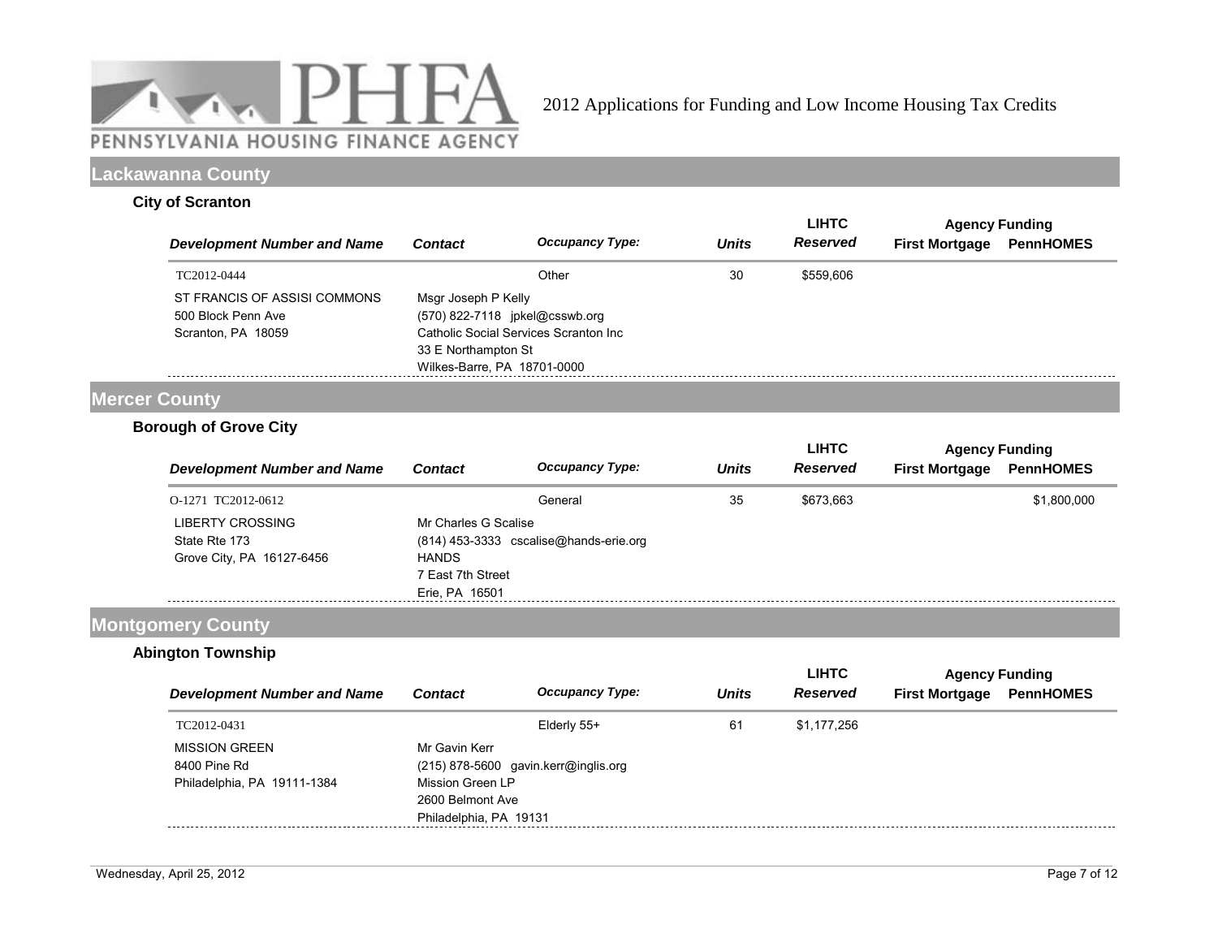# 2012 Applications for Funding and Low Income Housing Tax Credits

## Lackawanna County

### City of Scranton

| Development Number and Name | Contact | Occupancy Type: | Units | LIHTC Reserved | Agency Funding First Mortgage | Agency Funding PennHOMES |
|---|---|---|---|---|---|---|
| TC2012-0444 | | Other | 30 | $559,606 | | |
| ST FRANCIS OF ASSISI COMMONS<br>500 Block Penn Ave<br>Scranton, PA 18059 | Msgr Joseph P Kelly<br>(570) 822-7118 jpkel@csswb.org<br>Catholic Social Services Scranton Inc<br>33 E Northampton St<br>Wilkes-Barre, PA 18701-0000 | | | | | |

## Mercer County

### Borough of Grove City

| Development Number and Name | Contact | Occupancy Type: | Units | LIHTC Reserved | Agency Funding First Mortgage | Agency Funding PennHOMES |
|---|---|---|---|---|---|---|
| O-1271 TC2012-0612 | | General | 35 | $673,663 | | $1,800,000 |
| LIBERTY CROSSING<br>State Rte 173<br>Grove City, PA 16127-6456 | Mr Charles G Scalise<br>(814) 453-3333 cscalise@hands-erie.org<br>HANDS<br>7 East 7th Street<br>Erie, PA 16501 | | | | | |

## Montgomery County

### Abington Township

| Development Number and Name | Contact | Occupancy Type: | Units | LIHTC Reserved | Agency Funding First Mortgage | Agency Funding PennHOMES |
|---|---|---|---|---|---|---|
| TC2012-0431 | | Elderly 55+ | 61 | $1,177,256 | | |
| MISSION GREEN<br>8400 Pine Rd<br>Philadelphia, PA 19111-1384 | Mr Gavin Kerr<br>(215) 878-5600 gavin.kerr@inglis.org<br>Mission Green LP<br>2600 Belmont Ave<br>Philadelphia, PA 19131 | | | | | |

Wednesday, April 25, 2012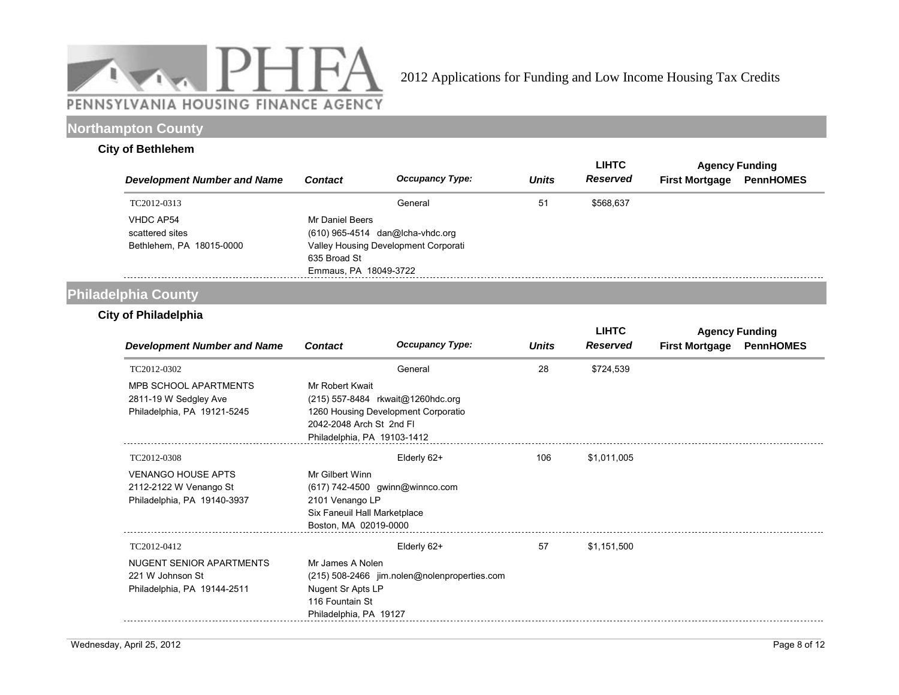2012 Applications for Funding and Low Income Housing Tax Credits

## Northampton County

### City of Bethlehem

| Development Number and Name | Contact | Occupancy Type: | Units | LIHTC Reserved | Agency Funding First Mortgage | Agency Funding PennHOMES |
|---|---|---|---|---|---|---|
| TC2012-0313<br>VHDC AP54<br>scattered sites<br>Bethlehem, PA 18015-0000 | Mr Daniel Beers<br>(610) 965-4514 dan@lcha-vhdc.org<br>Valley Housing Development Corporati<br>635 Broad St<br>Emmaus, PA 18049-3722 | General | 51 | $568,637 | | |

## Philadelphia County

### City of Philadelphia

| Development Number and Name | Contact | Occupancy Type: | Units | LIHTC Reserved | Agency Funding First Mortgage | Agency Funding PennHOMES |
|---|---|---|---|---|---|---|
| TC2012-0302<br>MPB SCHOOL APARTMENTS<br>2811-19 W Sedgley Ave<br>Philadelphia, PA 19121-5245 | Mr Robert Kwait<br>(215) 557-8484 rkwait@1260hdc.org<br>1260 Housing Development Corporatio<br>2042-2048 Arch St 2nd Fl<br>Philadelphia, PA 19103-1412 | General | 28 | $724,539 | | |
| TC2012-0308<br>VENANGO HOUSE APTS<br>2112-2122 W Venango St<br>Philadelphia, PA 19140-3937 | Mr Gilbert Winn<br>(617) 742-4500 gwinn@winnco.com<br>2101 Venango LP<br>Six Faneuil Hall Marketplace<br>Boston, MA 02019-0000 | Elderly 62+ | 106 | $1,011,005 | | |
| TC2012-0412<br>NUGENT SENIOR APARTMENTS<br>221 W Johnson St<br>Philadelphia, PA 19144-2511 | Mr James A Nolen<br>(215) 508-2466 jim.nolen@nolenproperties.com<br>Nugent Sr Apts LP<br>116 Fountain St<br>Philadelphia, PA 19127 | Elderly 62+ | 57 | $1,151,500 | | |

Wednesday, April 25, 2012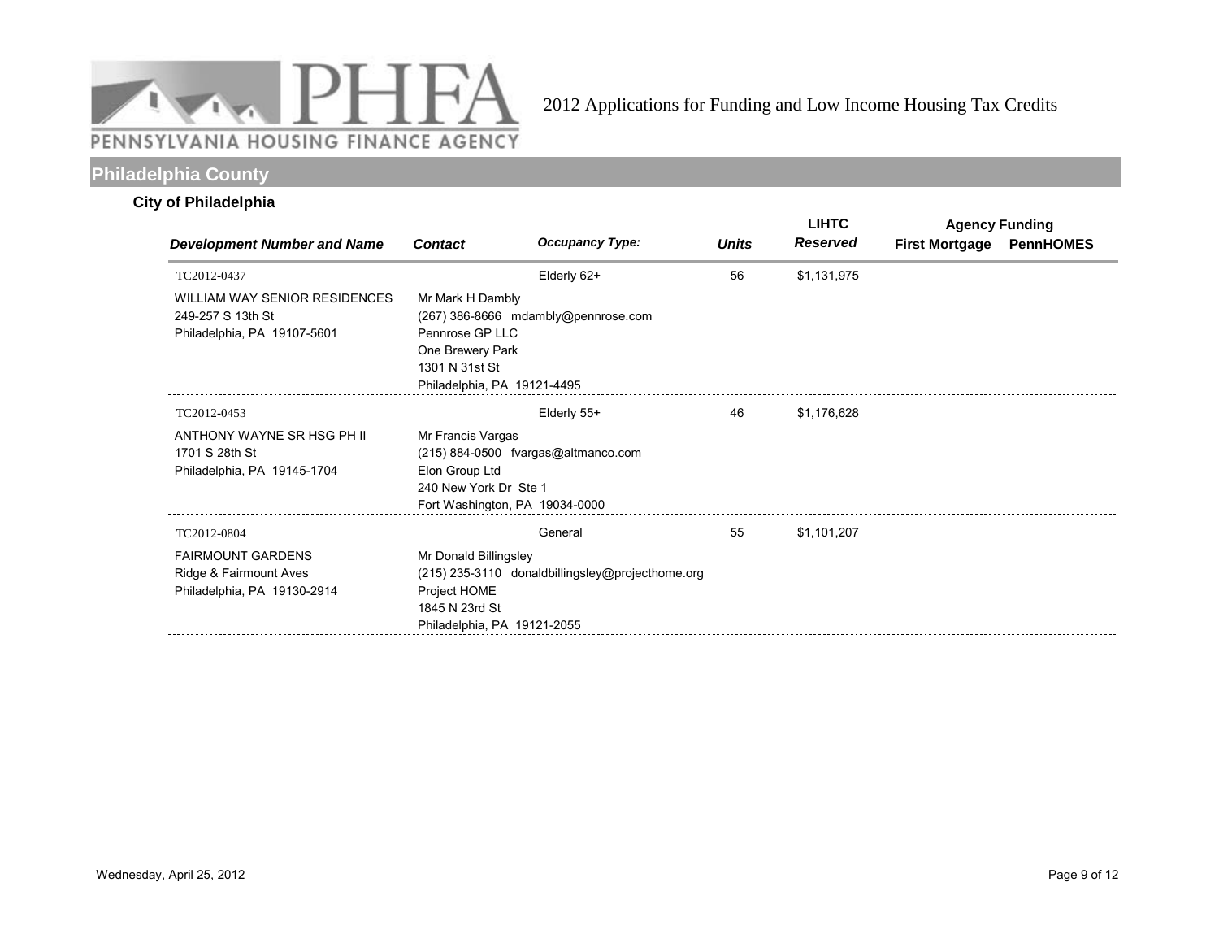PENNSYLVANIA HOUSING FINANCE AGENCY

2012 Applications for Funding and Low Income Housing Tax Credits

## Philadelphia County

### City of Philadelphia

| Development Number and Name | Contact | Occupancy Type: | Units | LIHTC Reserved | Agency Funding First Mortgage | Agency Funding PennHOMES |
|---|---|---|---|---|---|---|
| TC2012-0437<br>WILLIAM WAY SENIOR RESIDENCES<br>249-257 S 13th St<br>Philadelphia, PA 19107-5601 | Mr Mark H Dambly<br>(267) 386-8666 mdambly@pennrose.com<br>Pennrose GP LLC<br>One Brewery Park<br>1301 N 31st St<br>Philadelphia, PA 19121-4495 | Elderly 62+ | 56 | $1,131,975 | | |
| TC2012-0453<br>ANTHONY WAYNE SR HSG PH II<br>1701 S 28th St<br>Philadelphia, PA 19145-1704 | Mr Francis Vargas<br>(215) 884-0500 fvargas@altmanco.com<br>Elon Group Ltd<br>240 New York Dr Ste 1<br>Fort Washington, PA 19034-0000 | Elderly 55+ | 46 | $1,176,628 | | |
| TC2012-0804<br>FAIRMOUNT GARDENS<br>Ridge & Fairmount Aves<br>Philadelphia, PA 19130-2914 | Mr Donald Billingsley<br>(215) 235-3110 donaldbillingsley@projecthome.org<br>Project HOME<br>1845 N 23rd St<br>Philadelphia, PA 19121-2055 | General | 55 | $1,101,207 | | |

Wednesday, April 25, 2012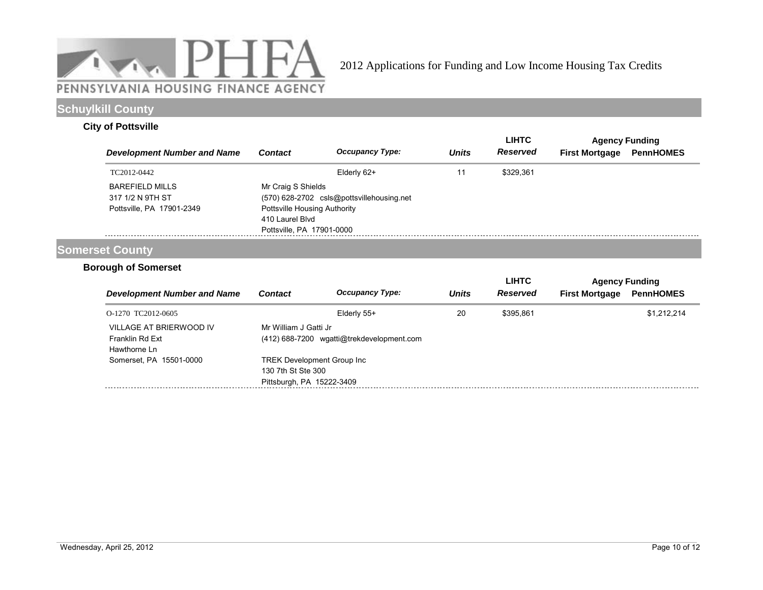# 2012 Applications for Funding and Low Income Housing Tax Credits

## Schuylkill County

### City of Pottsville

| Development Number and Name | Contact | Occupancy Type: | Units | LIHTC Reserved | Agency Funding First Mortgage | Agency Funding PennHOMES |
|---|---|---|---|---|---|---|
| TC2012-0442 | | Elderly 62+ | 11 | $329,361 | | |
| BAREFIELD MILLS<br>317 1/2 N 9TH ST<br>Pottsville, PA 17901-2349 | Mr Craig S Shields<br>(570) 628-2702 csls@pottsvillehousing.net<br>Pottsville Housing Authority<br>410 Laurel Blvd<br>Pottsville, PA 17901-0000 | | | | | |

## Somerset County

### Borough of Somerset

| Development Number and Name | Contact | Occupancy Type: | Units | LIHTC Reserved | Agency Funding First Mortgage | Agency Funding PennHOMES |
|---|---|---|---|---|---|---|
| O-1270 TC2012-0605 | | Elderly 55+ | 20 | $395,861 | | $1,212,214 |
| VILLAGE AT BRIERWOOD IV<br>Franklin Rd Ext<br>Hawthorne Ln<br>Somerset, PA 15501-0000 | Mr William J Gatti Jr<br>(412) 688-7200 wgatti@trekdevelopment.com<br>TREK Development Group Inc<br>130 7th St Ste 300<br>Pittsburgh, PA 15222-3409 | | | | | |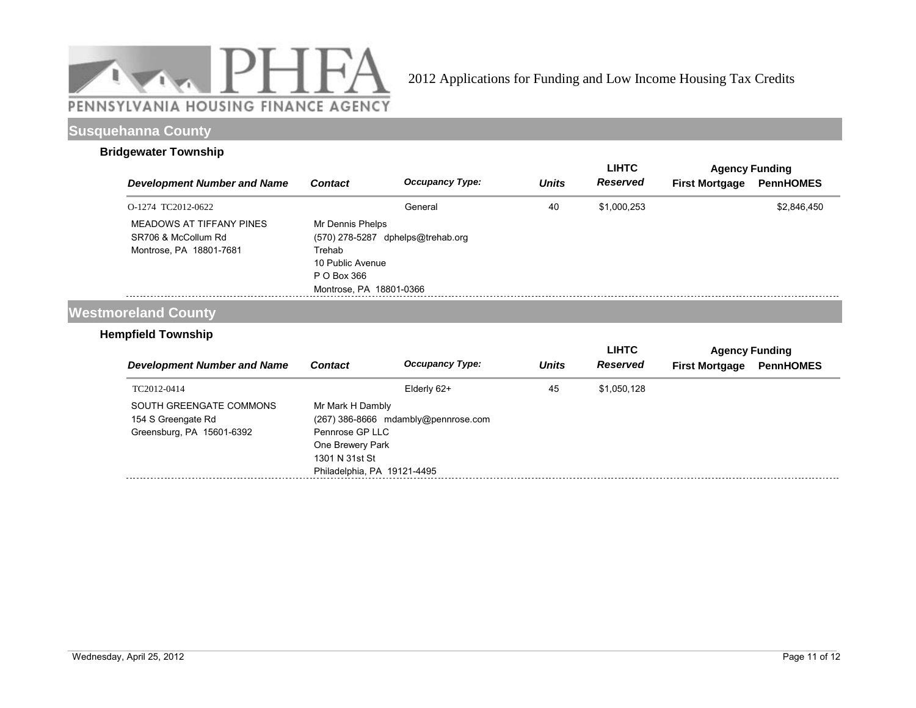# PHFA PENNSYLVANIA HOUSING FINANCE AGENCY

2012 Applications for Funding and Low Income Housing Tax Credits

## Susquehanna County

### Bridgewater Township

| *Development Number and Name* | *Contact* | *Occupancy Type:* | *Units* | LIHTC *Reserved* | Agency Funding First Mortgage | PennHOMES |
|---|---|---|---|---|---|---|
| O-1274 TC2012-0622 | | General | 40 | $1,000,253 | | $2,846,450 |
| MEADOWS AT TIFFANY PINES<br>SR706 & McCollum Rd<br>Montrose, PA 18801-7681 | Mr Dennis Phelps<br>(570) 278-5287 dphelps@trehab.org<br>Trehab<br>10 Public Avenue<br>P O Box 366<br>Montrose, PA 18801-0366 | | | | | |

## Westmoreland County

### Hempfield Township

| *Development Number and Name* | *Contact* | *Occupancy Type:* | *Units* | LIHTC *Reserved* | Agency Funding First Mortgage | PennHOMES |
|---|---|---|---|---|---|---|
| TC2012-0414 | | Elderly 62+ | 45 | $1,050,128 | | |
| SOUTH GREENGATE COMMONS<br>154 S Greengate Rd<br>Greensburg, PA 15601-6392 | Mr Mark H Dambly<br>(267) 386-8666 mdambly@pennrose.com<br>Pennrose GP LLC<br>One Brewery Park<br>1301 N 31st St<br>Philadelphia, PA 19121-4495 | | | | | |

Wednesday, April 25, 2012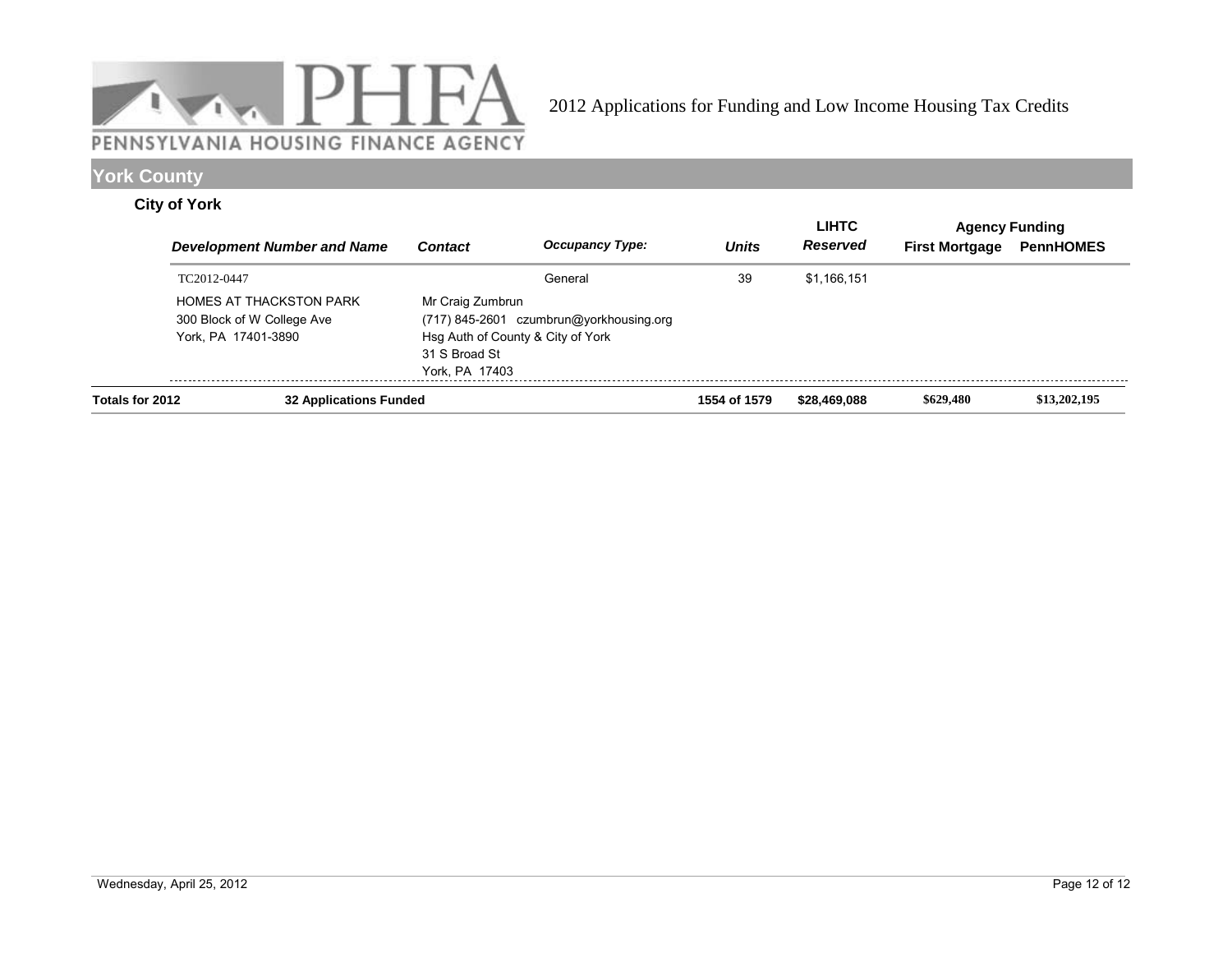PENNSYLVANIA HOUSING FINANCE AGENCY

2012 Applications for Funding and Low Income Housing Tax Credits

## York County

### City of York

| Development Number and Name | Contact | Occupancy Type: | Units | LIHTC Reserved | Agency Funding First Mortgage | Agency Funding PennHOMES |
|---|---|---|---|---|---|---|
| TC2012-0447 | | General | 39 | $1,166,151 | | |
| HOMES AT THACKSTON PARK<br>300 Block of W College Ave<br>York, PA 17401-3890 | Mr Craig Zumbrun<br>(717) 845-2601 czumbrun@yorkhousing.org<br>Hsg Auth of County & City of York<br>31 S Broad St<br>York, PA 17403 | | | | | |
| **Totals for 2012** — **32 Applications Funded** | | | **1554 of 1579** | **$28,469,088** | **$629,480** | **$13,202,195** |

Wednesday, April 25, 2012